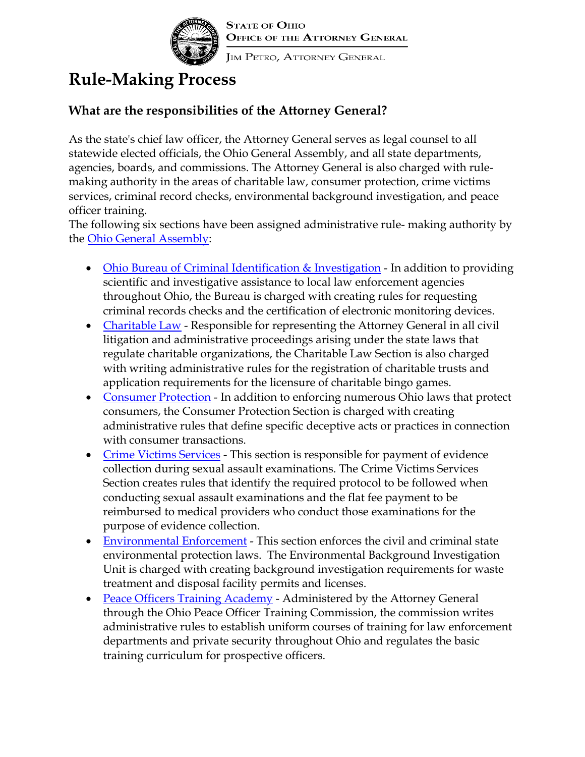State of Ohio
Office of the Attorney General

Jim Petro, Attorney General

# Rule-Making Process

### What are the responsibilities of the Attorney General?

As the state's chief law officer, the Attorney General serves as legal counsel to all statewide elected officials, the Ohio General Assembly, and all state departments, agencies, boards, and commissions. The Attorney General is also charged with rule-making authority in the areas of charitable law, consumer protection, crime victims services, criminal record checks, environmental background investigation, and peace officer training.
The following six sections have been assigned administrative rule- making authority by the Ohio General Assembly:

- Ohio Bureau of Criminal Identification & Investigation - In addition to providing scientific and investigative assistance to local law enforcement agencies throughout Ohio, the Bureau is charged with creating rules for requesting criminal records checks and the certification of electronic monitoring devices.
- Charitable Law - Responsible for representing the Attorney General in all civil litigation and administrative proceedings arising under the state laws that regulate charitable organizations, the Charitable Law Section is also charged with writing administrative rules for the registration of charitable trusts and application requirements for the licensure of charitable bingo games.
- Consumer Protection - In addition to enforcing numerous Ohio laws that protect consumers, the Consumer Protection Section is charged with creating administrative rules that define specific deceptive acts or practices in connection with consumer transactions.
- Crime Victims Services - This section is responsible for payment of evidence collection during sexual assault examinations. The Crime Victims Services Section creates rules that identify the required protocol to be followed when conducting sexual assault examinations and the flat fee payment to be reimbursed to medical providers who conduct those examinations for the purpose of evidence collection.
- Environmental Enforcement - This section enforces the civil and criminal state environmental protection laws. The Environmental Background Investigation Unit is charged with creating background investigation requirements for waste treatment and disposal facility permits and licenses.
- Peace Officers Training Academy - Administered by the Attorney General through the Ohio Peace Officer Training Commission, the commission writes administrative rules to establish uniform courses of training for law enforcement departments and private security throughout Ohio and regulates the basic training curriculum for prospective officers.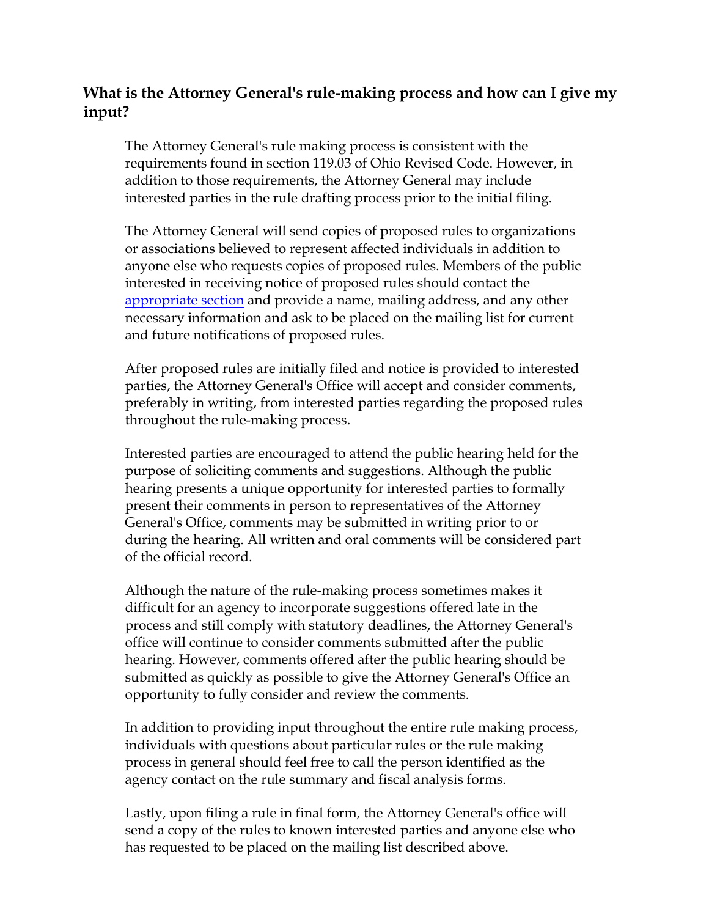### What is the Attorney General's rule-making process and how can I give my input?

The Attorney General's rule making process is consistent with the requirements found in section 119.03 of Ohio Revised Code. However, in addition to those requirements, the Attorney General may include interested parties in the rule drafting process prior to the initial filing.

The Attorney General will send copies of proposed rules to organizations or associations believed to represent affected individuals in addition to anyone else who requests copies of proposed rules. Members of the public interested in receiving notice of proposed rules should contact the appropriate section and provide a name, mailing address, and any other necessary information and ask to be placed on the mailing list for current and future notifications of proposed rules.

After proposed rules are initially filed and notice is provided to interested parties, the Attorney General's Office will accept and consider comments, preferably in writing, from interested parties regarding the proposed rules throughout the rule-making process.

Interested parties are encouraged to attend the public hearing held for the purpose of soliciting comments and suggestions. Although the public hearing presents a unique opportunity for interested parties to formally present their comments in person to representatives of the Attorney General's Office, comments may be submitted in writing prior to or during the hearing. All written and oral comments will be considered part of the official record.

Although the nature of the rule-making process sometimes makes it difficult for an agency to incorporate suggestions offered late in the process and still comply with statutory deadlines, the Attorney General's office will continue to consider comments submitted after the public hearing. However, comments offered after the public hearing should be submitted as quickly as possible to give the Attorney General's Office an opportunity to fully consider and review the comments.

In addition to providing input throughout the entire rule making process, individuals with questions about particular rules or the rule making process in general should feel free to call the person identified as the agency contact on the rule summary and fiscal analysis forms.

Lastly, upon filing a rule in final form, the Attorney General's office will send a copy of the rules to known interested parties and anyone else who has requested to be placed on the mailing list described above.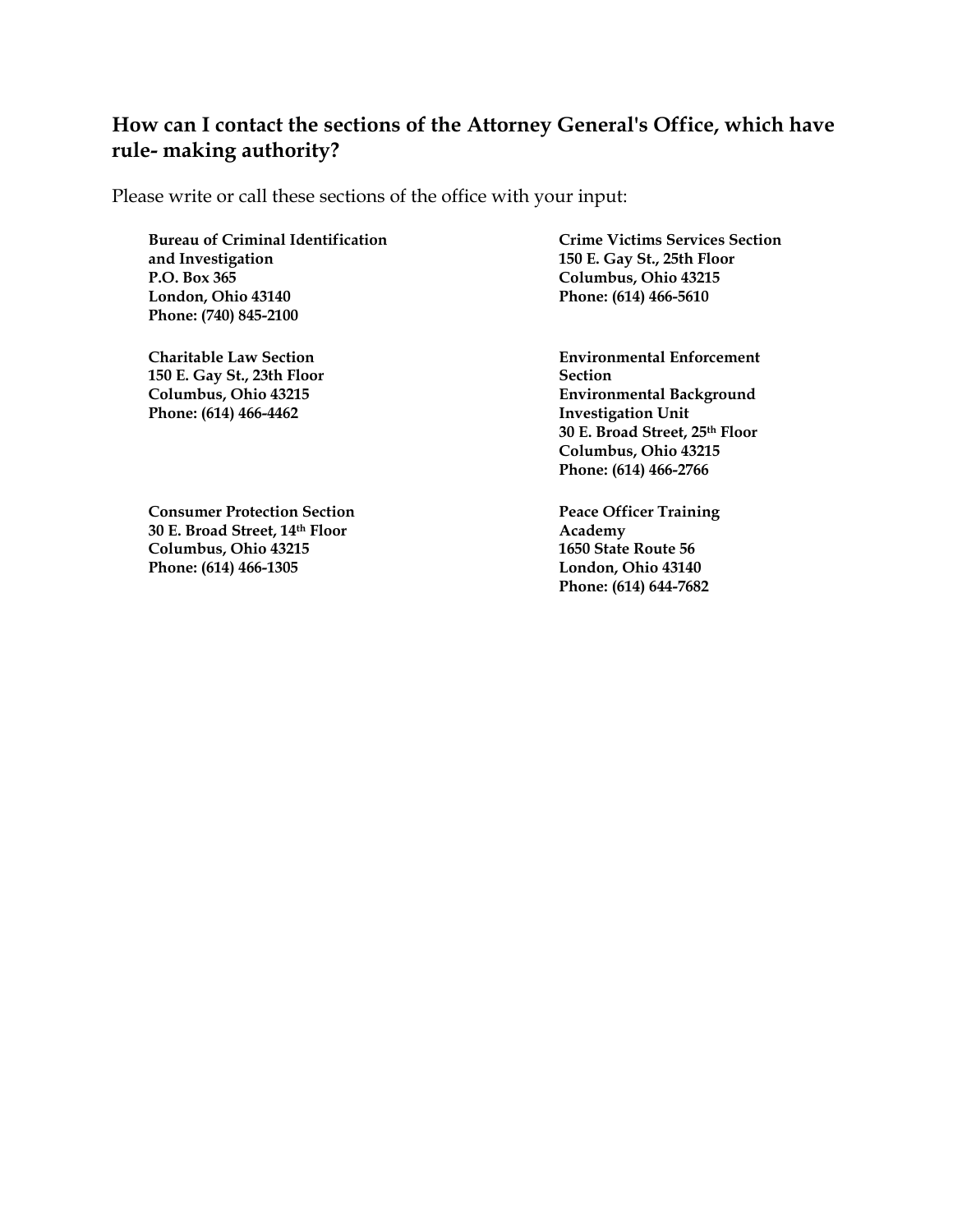## How can I contact the sections of the Attorney General's Office, which have rule- making authority?

Please write or call these sections of the office with your input:

**Bureau of Criminal Identification and Investigation**
**P.O. Box 365**
**London, Ohio 43140**
**Phone: (740) 845-2100**

**Charitable Law Section**
**150 E. Gay St., 23th Floor**
**Columbus, Ohio 43215**
**Phone: (614) 466-4462**

**Consumer Protection Section**
**30 E. Broad Street, 14th Floor**
**Columbus, Ohio 43215**
**Phone: (614) 466-1305**

**Crime Victims Services Section**
**150 E. Gay St., 25th Floor**
**Columbus, Ohio 43215**
**Phone: (614) 466-5610**

**Environmental Enforcement Section**
**Environmental Background Investigation Unit**
**30 E. Broad Street, 25th Floor**
**Columbus, Ohio 43215**
**Phone: (614) 466-2766**

**Peace Officer Training Academy**
**1650 State Route 56**
**London, Ohio 43140**
**Phone: (614) 644-7682**